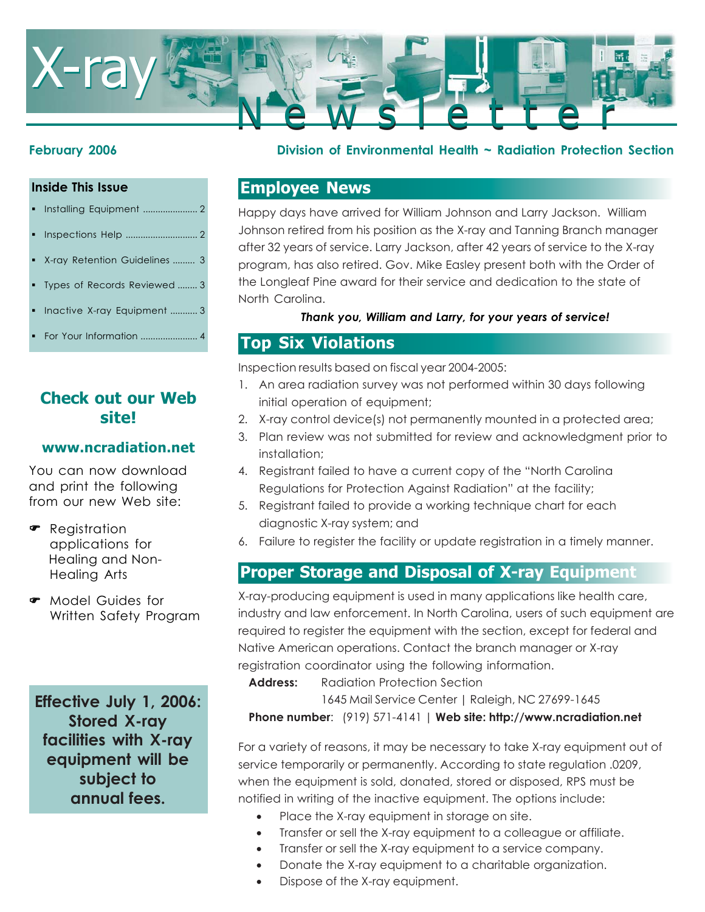# X-ray Newsletter

**February 2006** — **Division of Environmental Health ~ Radiation Protection Section**

## Employee News

Happy days have arrived for William Johnson and Larry Jackson. William Johnson retired from his position as the X-ray and Tanning Branch manager after 32 years of service. Larry Jackson, after 42 years of service to the X-ray program, has also retired. Gov. Mike Easley present both with the Order of the Longleaf Pine award for their service and dedication to the state of North Carolina.

***Thank you, William and Larry, for your years of service!***

## Top Six Violations

Inspection results based on fiscal year 2004-2005:

1. An area radiation survey was not performed within 30 days following initial operation of equipment;
2. X-ray control device(s) not permanently mounted in a protected area;
3. Plan review was not submitted for review and acknowledgment prior to installation;
4. Registrant failed to have a current copy of the “North Carolina Regulations for Protection Against Radiation” at the facility;
5. Registrant failed to provide a working technique chart for each diagnostic X-ray system; and
6. Failure to register the facility or update registration in a timely manner.

## Proper Storage and Disposal of X-ray Equipment

X-ray-producing equipment is used in many applications like health care, industry and law enforcement. In North Carolina, users of such equipment are required to register the equipment with the section, except for federal and Native American operations. Contact the branch manager or X-ray registration coordinator using the following information.

**Address:** Radiation Protection Section
1645 Mail Service Center | Raleigh, NC 27699-1645

**Phone number**: (919) 571-4141 | **Web site: http://www.ncradiation.net**

For a variety of reasons, it may be necessary to take X-ray equipment out of service temporarily or permanently. According to state regulation .0209, when the equipment is sold, donated, stored or disposed, RPS must be notified in writing of the inactive equipment. The options include:

- Place the X-ray equipment in storage on site.
- Transfer or sell the X-ray equipment to a colleague or affiliate.
- Transfer or sell the X-ray equipment to a service company.
- Donate the X-ray equipment to a charitable organization.
- Dispose of the X-ray equipment.

### Inside This Issue

- Installing Equipment ..................... 2
- Inspections Help ............................ 2
- X-ray Retention Guidelines ......... 3
- Types of Records Reviewed ........ 3
- Inactive X-ray Equipment ........... 3
- For Your Information ...................... 4

### Check out our Web site!

**www.ncradiation.net**

You can now download and print the following from our new Web site:

- Registration applications for Healing and Non-Healing Arts
- Model Guides for Written Safety Program

**Effective July 1, 2006: Stored X-ray facilities with X-ray equipment will be subject to annual fees.**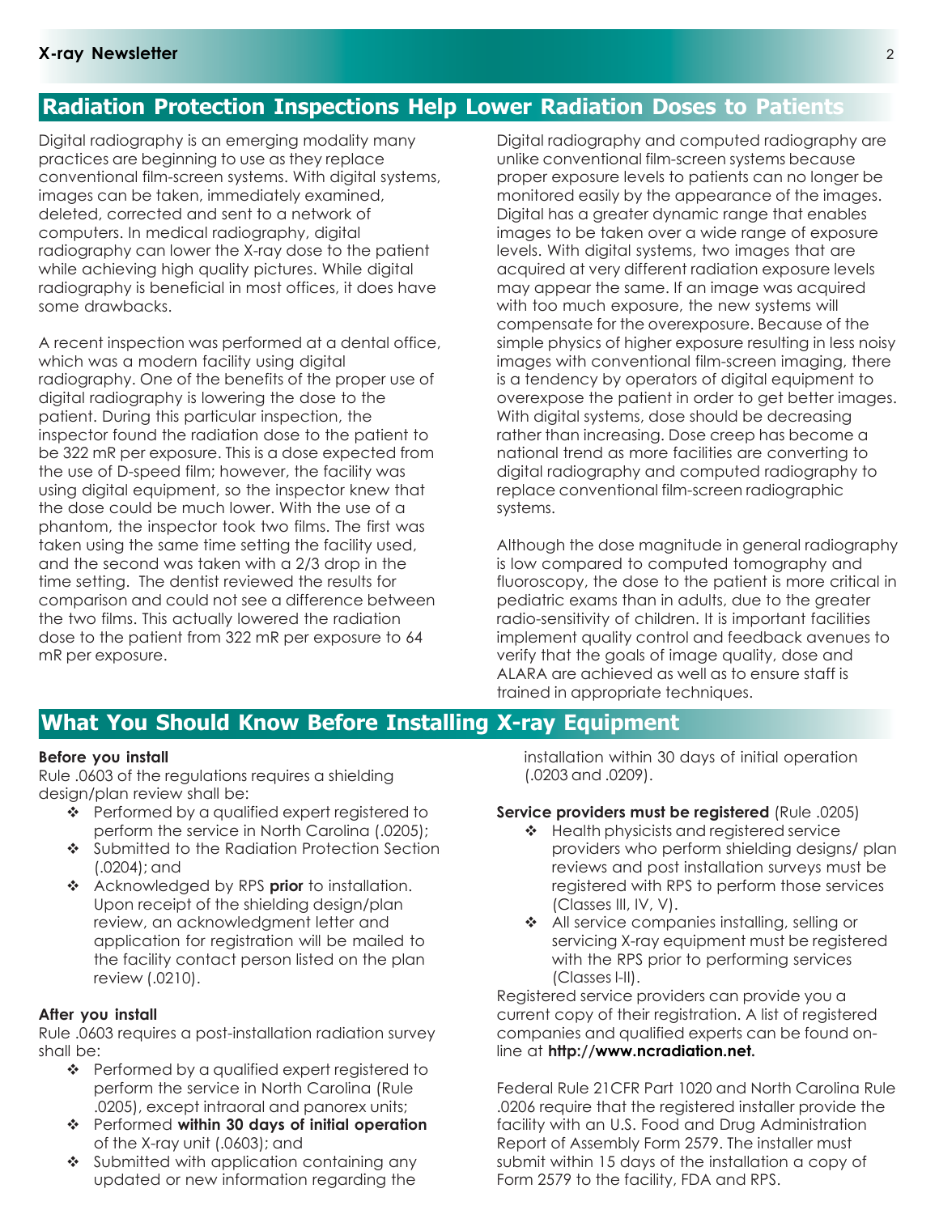## Radiation Protection Inspections Help Lower Radiation Doses to Patients

Digital radiography is an emerging modality many practices are beginning to use as they replace conventional film-screen systems. With digital systems, images can be taken, immediately examined, deleted, corrected and sent to a network of computers. In medical radiography, digital radiography can lower the X-ray dose to the patient while achieving high quality pictures. While digital radiography is beneficial in most offices, it does have some drawbacks.

A recent inspection was performed at a dental office, which was a modern facility using digital radiography. One of the benefits of the proper use of digital radiography is lowering the dose to the patient. During this particular inspection, the inspector found the radiation dose to the patient to be 322 mR per exposure. This is a dose expected from the use of D-speed film; however, the facility was using digital equipment, so the inspector knew that the dose could be much lower. With the use of a phantom, the inspector took two films. The first was taken using the same time setting the facility used, and the second was taken with a 2/3 drop in the time setting. The dentist reviewed the results for comparison and could not see a difference between the two films. This actually lowered the radiation dose to the patient from 322 mR per exposure to 64 mR per exposure.

Digital radiography and computed radiography are unlike conventional film-screen systems because proper exposure levels to patients can no longer be monitored easily by the appearance of the images. Digital has a greater dynamic range that enables images to be taken over a wide range of exposure levels. With digital systems, two images that are acquired at very different radiation exposure levels may appear the same. If an image was acquired with too much exposure, the new systems will compensate for the overexposure. Because of the simple physics of higher exposure resulting in less noisy images with conventional film-screen imaging, there is a tendency by operators of digital equipment to overexpose the patient in order to get better images. With digital systems, dose should be decreasing rather than increasing. Dose creep has become a national trend as more facilities are converting to digital radiography and computed radiography to replace conventional film-screen radiographic systems.

Although the dose magnitude in general radiography is low compared to computed tomography and fluoroscopy, the dose to the patient is more critical in pediatric exams than in adults, due to the greater radio-sensitivity of children. It is important facilities implement quality control and feedback avenues to verify that the goals of image quality, dose and ALARA are achieved as well as to ensure staff is trained in appropriate techniques.

## What You Should Know Before Installing X-ray Equipment

**Before you install**

Rule .0603 of the regulations requires a shielding design/plan review shall be:

- Performed by a qualified expert registered to perform the service in North Carolina (.0205);
- Submitted to the Radiation Protection Section (.0204); and
- Acknowledged by RPS **prior** to installation. Upon receipt of the shielding design/plan review, an acknowledgment letter and application for registration will be mailed to the facility contact person listed on the plan review (.0210).

**After you install**

Rule .0603 requires a post-installation radiation survey shall be:

- Performed by a qualified expert registered to perform the service in North Carolina (Rule .0205), except intraoral and panorex units;
- Performed **within 30 days of initial operation** of the X-ray unit (.0603); and
- Submitted with application containing any updated or new information regarding the installation within 30 days of initial operation (.0203 and .0209).

**Service providers must be registered** (Rule .0205)

- Health physicists and registered service providers who perform shielding designs/ plan reviews and post installation surveys must be registered with RPS to perform those services (Classes III, IV, V).
- All service companies installing, selling or servicing X-ray equipment must be registered with the RPS prior to performing services (Classes I-II).

Registered service providers can provide you a current copy of their registration. A list of registered companies and qualified experts can be found on-line at **http://www.ncradiation.net.**

Federal Rule 21CFR Part 1020 and North Carolina Rule .0206 require that the registered installer provide the facility with an U.S. Food and Drug Administration Report of Assembly Form 2579. The installer must submit within 15 days of the installation a copy of Form 2579 to the facility, FDA and RPS.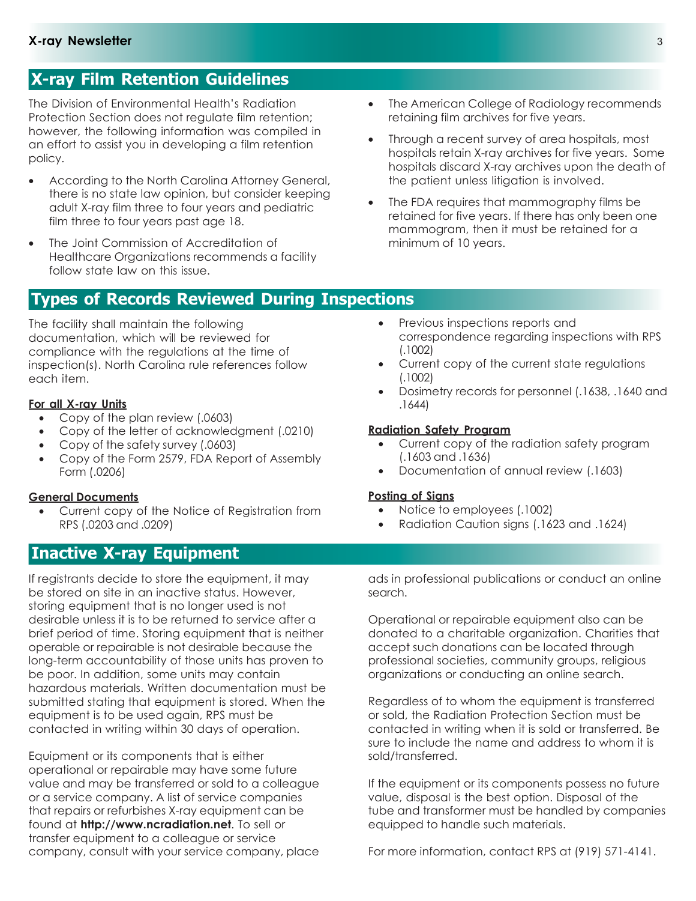## X-ray Film Retention Guidelines

The Division of Environmental Health's Radiation Protection Section does not regulate film retention; however, the following information was compiled in an effort to assist you in developing a film retention policy.

- According to the North Carolina Attorney General, there is no state law opinion, but consider keeping adult X-ray film three to four years and pediatric film three to four years past age 18.
- The Joint Commission of Accreditation of Healthcare Organizations recommends a facility follow state law on this issue.
- The American College of Radiology recommends retaining film archives for five years.
- Through a recent survey of area hospitals, most hospitals retain X-ray archives for five years. Some hospitals discard X-ray archives upon the death of the patient unless litigation is involved.
- The FDA requires that mammography films be retained for five years. If there has only been one mammogram, then it must be retained for a minimum of 10 years.

## Types of Records Reviewed During Inspections

The facility shall maintain the following documentation, which will be reviewed for compliance with the regulations at the time of inspection(s). North Carolina rule references follow each item.

**For all X-ray Units**

- Copy of the plan review (.0603)
- Copy of the letter of acknowledgment (.0210)
- Copy of the safety survey (.0603)
- Copy of the Form 2579, FDA Report of Assembly Form (.0206)

**General Documents**

- Current copy of the Notice of Registration from RPS (.0203 and .0209)
- Previous inspections reports and correspondence regarding inspections with RPS (.1002)
- Current copy of the current state regulations (.1002)
- Dosimetry records for personnel (.1638, .1640 and .1644)

**Radiation Safety Program**

- Current copy of the radiation safety program (.1603 and .1636)
- Documentation of annual review (.1603)

**Posting of Signs**

- Notice to employees (.1002)
- Radiation Caution signs (.1623 and .1624)

## Inactive X-ray Equipment

If registrants decide to store the equipment, it may be stored on site in an inactive status. However, storing equipment that is no longer used is not desirable unless it is to be returned to service after a brief period of time. Storing equipment that is neither operable or repairable is not desirable because the long-term accountability of those units has proven to be poor. In addition, some units may contain hazardous materials. Written documentation must be submitted stating that equipment is stored. When the equipment is to be used again, RPS must be contacted in writing within 30 days of operation.

Equipment or its components that is either operational or repairable may have some future value and may be transferred or sold to a colleague or a service company. A list of service companies that repairs or refurbishes X-ray equipment can be found at **http://www.ncradiation.net**. To sell or transfer equipment to a colleague or service company, consult with your service company, place ads in professional publications or conduct an online search.

Operational or repairable equipment also can be donated to a charitable organization. Charities that accept such donations can be located through professional societies, community groups, religious organizations or conducting an online search.

Regardless of to whom the equipment is transferred or sold, the Radiation Protection Section must be contacted in writing when it is sold or transferred. Be sure to include the name and address to whom it is sold/transferred.

If the equipment or its components possess no future value, disposal is the best option. Disposal of the tube and transformer must be handled by companies equipped to handle such materials.

For more information, contact RPS at (919) 571-4141.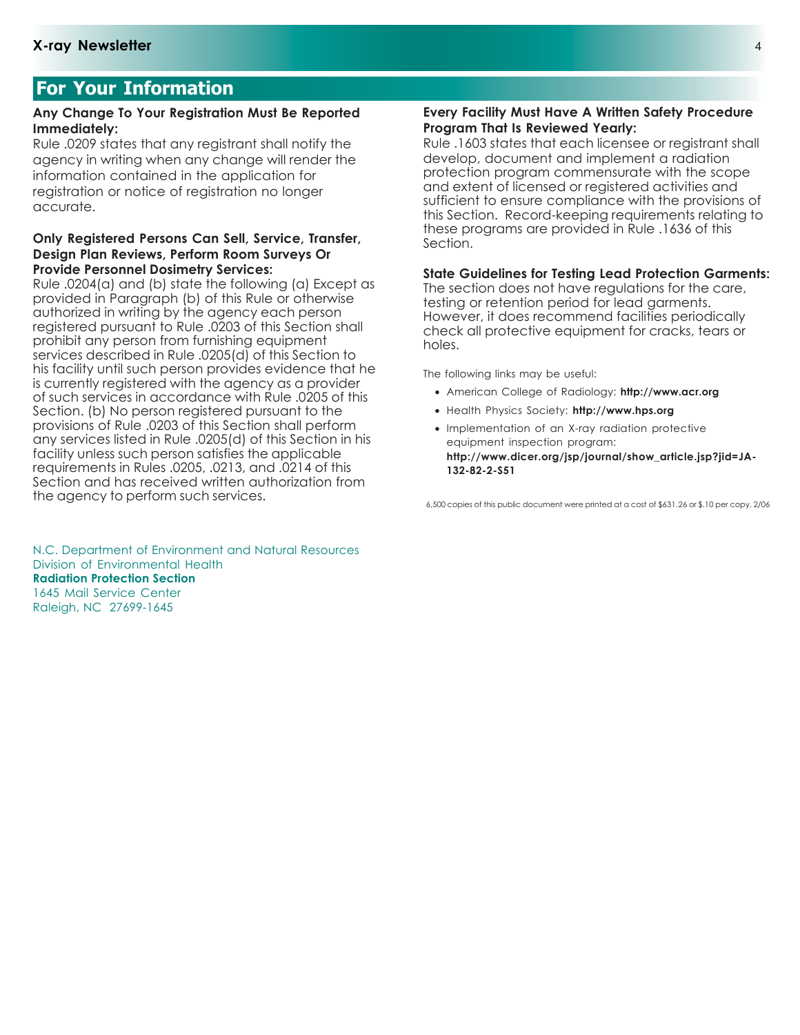## For Your Information

**Any Change To Your Registration Must Be Reported Immediately:**
Rule .0209 states that any registrant shall notify the agency in writing when any change will render the information contained in the application for registration or notice of registration no longer accurate.

**Only Registered Persons Can Sell, Service, Transfer, Design Plan Reviews, Perform Room Surveys Or Provide Personnel Dosimetry Services:**
Rule .0204(a) and (b) state the following (a) Except as provided in Paragraph (b) of this Rule or otherwise authorized in writing by the agency each person registered pursuant to Rule .0203 of this Section shall prohibit any person from furnishing equipment services described in Rule .0205(d) of this Section to his facility until such person provides evidence that he is currently registered with the agency as a provider of such services in accordance with Rule .0205 of this Section. (b) No person registered pursuant to the provisions of Rule .0203 of this Section shall perform any services listed in Rule .0205(d) of this Section in his facility unless such person satisfies the applicable requirements in Rules .0205, .0213, and .0214 of this Section and has received written authorization from the agency to perform such services.

**Every Facility Must Have A Written Safety Procedure Program That Is Reviewed Yearly:**
Rule .1603 states that each licensee or registrant shall develop, document and implement a radiation protection program commensurate with the scope and extent of licensed or registered activities and sufficient to ensure compliance with the provisions of this Section. Record-keeping requirements relating to these programs are provided in Rule .1636 of this Section.

**State Guidelines for Testing Lead Protection Garments:**
The section does not have regulations for the care, testing or retention period for lead garments. However, it does recommend facilities periodically check all protective equipment for cracks, tears or holes.

The following links may be useful:

- American College of Radiology: **http://www.acr.org**
- Health Physics Society: **http://www.hps.org**
- Implementation of an X-ray radiation protective equipment inspection program: **http://www.dicer.org/jsp/journal/show_article.jsp?jid=JA-132-82-2-S51**

6,500 copies of this public document were printed at a cost of $631.26 or $.10 per copy. 2/06

N.C. Department of Environment and Natural Resources
Division of Environmental Health
**Radiation Protection Section**
1645 Mail Service Center
Raleigh, NC 27699-1645